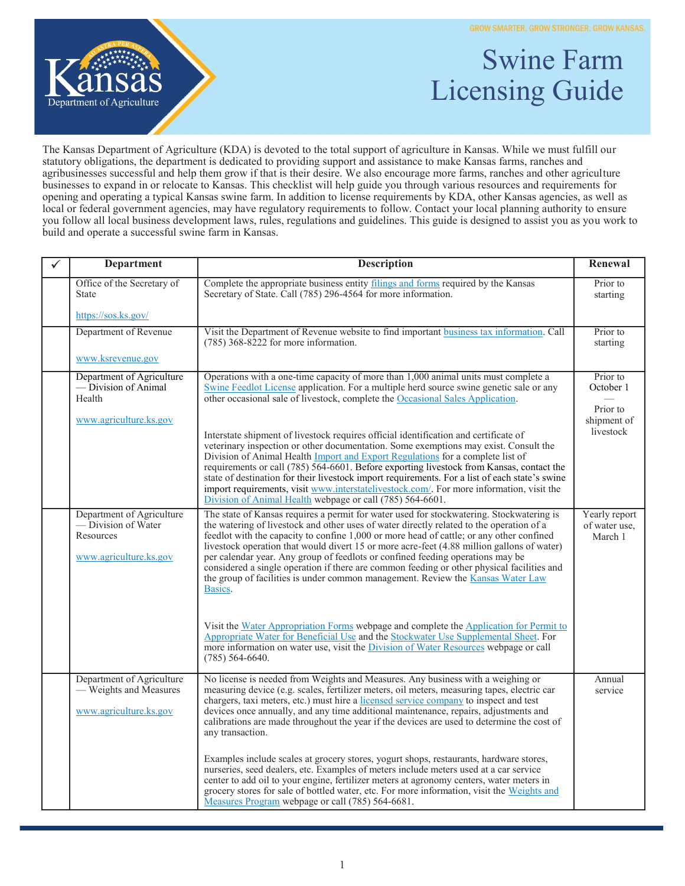GROW SMARTER. GROW STRONGER. GROW KANSAS.

# Swine Farm Licensing Guide

The Kansas Department of Agriculture (KDA) is devoted to the total support of agriculture in Kansas. While we must fulfill our statutory obligations, the department is dedicated to providing support and assistance to make Kansas farms, ranches and agribusinesses successful and help them grow if that is their desire. We also encourage more farms, ranches and other agriculture businesses to expand in or relocate to Kansas. This checklist will help guide you through various resources and requirements for opening and operating a typical Kansas swine farm. In addition to license requirements by KDA, other Kansas agencies, as well as local or federal government agencies, may have regulatory requirements to follow. Contact your local planning authority to ensure you follow all local business development laws, rules, regulations and guidelines. This guide is designed to assist you as you work to build and operate a successful swine farm in Kansas.

| ✓ | Department | Description | Renewal |
|---|---|---|---|
| | Office of the Secretary of State<br><br>https://sos.ks.gov/ | Complete the appropriate business entity filings and forms required by the Kansas Secretary of State. Call (785) 296-4564 for more information. | Prior to starting |
| | Department of Revenue<br><br>www.ksrevenue.gov | Visit the Department of Revenue website to find important business tax information. Call (785) 368-8222 for more information. | Prior to starting |
| | Department of Agriculture — Division of Animal Health<br><br>www.agriculture.ks.gov | Operations with a one-time capacity of more than 1,000 animal units must complete a Swine Feedlot License application. For a multiple herd source swine genetic sale or any other occasional sale of livestock, complete the Occasional Sales Application.<br><br>Interstate shipment of livestock requires official identification and certificate of veterinary inspection or other documentation. Some exemptions may exist. Consult the Division of Animal Health Import and Export Regulations for a complete list of requirements or call (785) 564-6601. Before exporting livestock from Kansas, contact the state of destination for their livestock import requirements. For a list of each state's swine import requirements, visit www.interstatelivestock.com/. For more information, visit the Division of Animal Health webpage or call (785) 564-6601. | Prior to October 1<br>—<br>Prior to shipment of livestock |
| | Department of Agriculture — Division of Water Resources<br><br>www.agriculture.ks.gov | The state of Kansas requires a permit for water used for stockwatering. Stockwatering is the watering of livestock and other uses of water directly related to the operation of a feedlot with the capacity to confine 1,000 or more head of cattle; or any other confined livestock operation that would divert 15 or more acre-feet (4.88 million gallons of water) per calendar year. Any group of feedlots or confined feeding operations may be considered a single operation if there are common feeding or other physical facilities and the group of facilities is under common management. Review the Kansas Water Law Basics.<br><br>Visit the Water Appropriation Forms webpage and complete the Application for Permit to Appropriate Water for Beneficial Use and the Stockwater Use Supplemental Sheet. For more information on water use, visit the Division of Water Resources webpage or call (785) 564-6640. | Yearly report of water use, March 1 |
| | Department of Agriculture — Weights and Measures<br><br>www.agriculture.ks.gov | No license is needed from Weights and Measures. Any business with a weighing or measuring device (e.g. scales, fertilizer meters, oil meters, measuring tapes, electric car chargers, taxi meters, etc.) must hire a licensed service company to inspect and test devices once annually, and any time additional maintenance, repairs, adjustments and calibrations are made throughout the year if the devices are used to determine the cost of any transaction.<br><br>Examples include scales at grocery stores, yogurt shops, restaurants, hardware stores, nurseries, seed dealers, etc. Examples of meters include meters used at a car service center to add oil to your engine, fertilizer meters at agronomy centers, water meters in grocery stores for sale of bottled water, etc. For more information, visit the Weights and Measures Program webpage or call (785) 564-6681. | Annual service |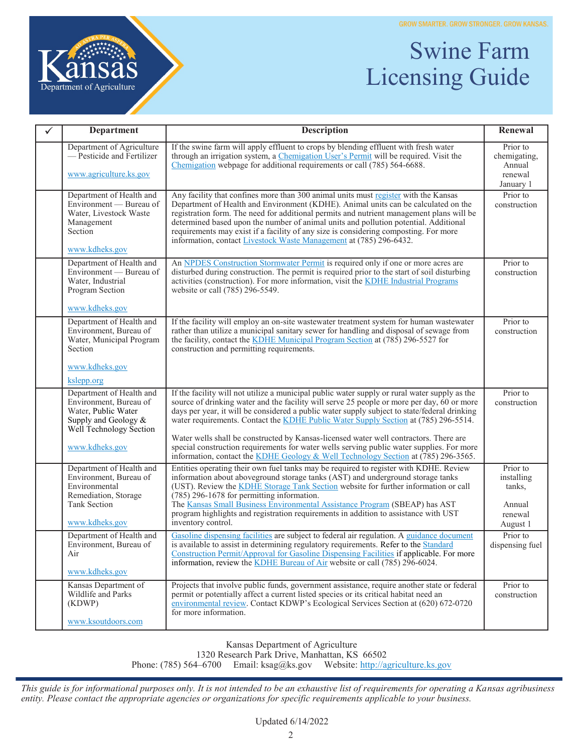GROW SMARTER. GROW STRONGER. GROW KANSAS.

# Swine Farm Licensing Guide

| ✓ | Department | Description | Renewal |
|---|---|---|---|
| | Department of Agriculture — Pesticide and Fertilizer<br><br>www.agriculture.ks.gov | If the swine farm will apply effluent to crops by blending effluent with fresh water through an irrigation system, a Chemigation User's Permit will be required. Visit the Chemigation webpage for additional requirements or call (785) 564-6688. | Prior to chemigating, Annual renewal January 1 |
| | Department of Health and Environment — Bureau of Water, Livestock Waste Management Section<br><br>www.kdheks.gov | Any facility that confines more than 300 animal units must register with the Kansas Department of Health and Environment (KDHE). Animal units can be calculated on the registration form. The need for additional permits and nutrient management plans will be determined based upon the number of animal units and pollution potential. Additional requirements may exist if a facility of any size is considering composting. For more information, contact Livestock Waste Management at (785) 296-6432. | Prior to construction |
| | Department of Health and Environment — Bureau of Water, Industrial Program Section<br><br>www.kdheks.gov | An NPDES Construction Stormwater Permit is required only if one or more acres are disturbed during construction. The permit is required prior to the start of soil disturbing activities (construction). For more information, visit the KDHE Industrial Programs website or call (785) 296-5549. | Prior to construction |
| | Department of Health and Environment, Bureau of Water, Municipal Program Section<br><br>www.kdheks.gov<br><br>kslepp.org | If the facility will employ an on-site wastewater treatment system for human wastewater rather than utilize a municipal sanitary sewer for handling and disposal of sewage from the facility, contact the KDHE Municipal Program Section at (785) 296-5527 for construction and permitting requirements. | Prior to construction |
| | Department of Health and Environment, Bureau of Water, Public Water Supply and Geology & Well Technology Section<br><br>www.kdheks.gov | If the facility will not utilize a municipal public water supply or rural water supply as the source of drinking water and the facility will serve 25 people or more per day, 60 or more days per year, it will be considered a public water supply subject to state/federal drinking water requirements. Contact the KDHE Public Water Supply Section at (785) 296-5514.<br><br>Water wells shall be constructed by Kansas-licensed water well contractors. There are special construction requirements for water wells serving public water supplies. For more information, contact the KDHE Geology & Well Technology Section at (785) 296-3565. | Prior to construction |
| | Department of Health and Environment, Bureau of Environmental Remediation, Storage Tank Section<br><br>www.kdheks.gov | Entities operating their own fuel tanks may be required to register with KDHE. Review information about aboveground storage tanks (AST) and underground storage tanks (UST). Review the KDHE Storage Tank Section website for further information or call (785) 296-1678 for permitting information.<br>The Kansas Small Business Environmental Assistance Program (SBEAP) has AST program highlights and registration requirements in addition to assistance with UST inventory control. | Prior to installing tanks,<br><br>Annual renewal August 1 |
| | Department of Health and Environment, Bureau of Air<br><br>www.kdheks.gov | Gasoline dispensing facilities are subject to federal air regulation. A guidance document is available to assist in determining regulatory requirements. Refer to the Standard Construction Permit/Approval for Gasoline Dispensing Facilities if applicable. For more information, review the KDHE Bureau of Air website or call (785) 296-6024. | Prior to dispensing fuel |
| | Kansas Department of Wildlife and Parks (KDWP)<br><br>www.ksoutdoors.com | Projects that involve public funds, government assistance, require another state or federal permit or potentially affect a current listed species or its critical habitat need an environmental review. Contact KDWP's Ecological Services Section at (620) 672-0720 for more information. | Prior to construction |

Kansas Department of Agriculture
1320 Research Park Drive, Manhattan, KS 66502
Phone: (785) 564–6700 Email: ksag@ks.gov Website: http://agriculture.ks.gov

*This guide is for informational purposes only. It is not intended to be an exhaustive list of requirements for operating a Kansas agribusiness entity. Please contact the appropriate agencies or organizations for specific requirements applicable to your business.*

Updated 6/14/2022